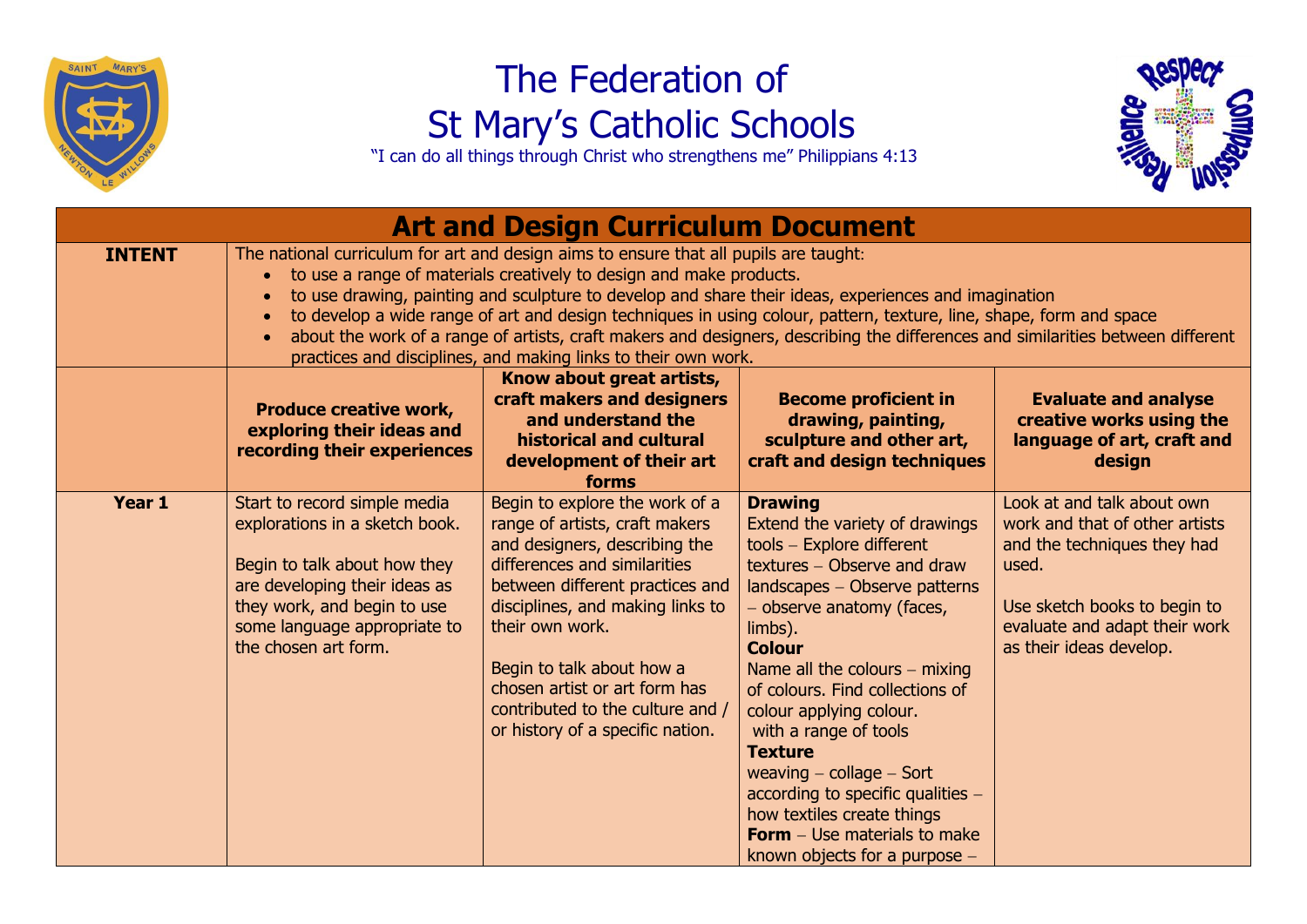# The Federation of St Mary's Catholic Schools

"I can do all things through Christ who strengthens me" Philippians 4:13

## Art and Design Curriculum Document

| | | | | |
|---|---|---|---|---|
| **INTENT** | The national curriculum for art and design aims to ensure that all pupils are taught:<br>• to use a range of materials creatively to design and make products.<br>• to use drawing, painting and sculpture to develop and share their ideas, experiences and imagination<br>• to develop a wide range of art and design techniques in using colour, pattern, texture, line, shape, form and space<br>• about the work of a range of artists, craft makers and designers, describing the differences and similarities between different practices and disciplines, and making links to their own work. | | | |
| | **Produce creative work, exploring their ideas and recording their experiences** | **Know about great artists, craft makers and designers and understand the historical and cultural development of their art forms** | **Become proficient in drawing, painting, sculpture and other art, craft and design techniques** | **Evaluate and analyse creative works using the language of art, craft and design** |
| **Year 1** | Start to record simple media explorations in a sketch book.<br><br>Begin to talk about how they are developing their ideas as they work, and begin to use some language appropriate to the chosen art form. | Begin to explore the work of a range of artists, craft makers and designers, describing the differences and similarities between different practices and disciplines, and making links to their own work.<br><br>Begin to talk about how a chosen artist or art form has contributed to the culture and / or history of a specific nation. | **Drawing**<br>Extend the variety of drawings tools – Explore different textures – Observe and draw landscapes – Observe patterns – observe anatomy (faces, limbs).<br>**Colour**<br>Name all the colours – mixing of colours. Find collections of colour applying colour. with a range of tools<br>**Texture**<br>weaving – collage – Sort according to specific qualities – how textiles create things<br>**Form** – Use materials to make known objects for a purpose – | Look at and talk about own work and that of other artists and the techniques they had used.<br><br>Use sketch books to begin to evaluate and adapt their work as their ideas develop. |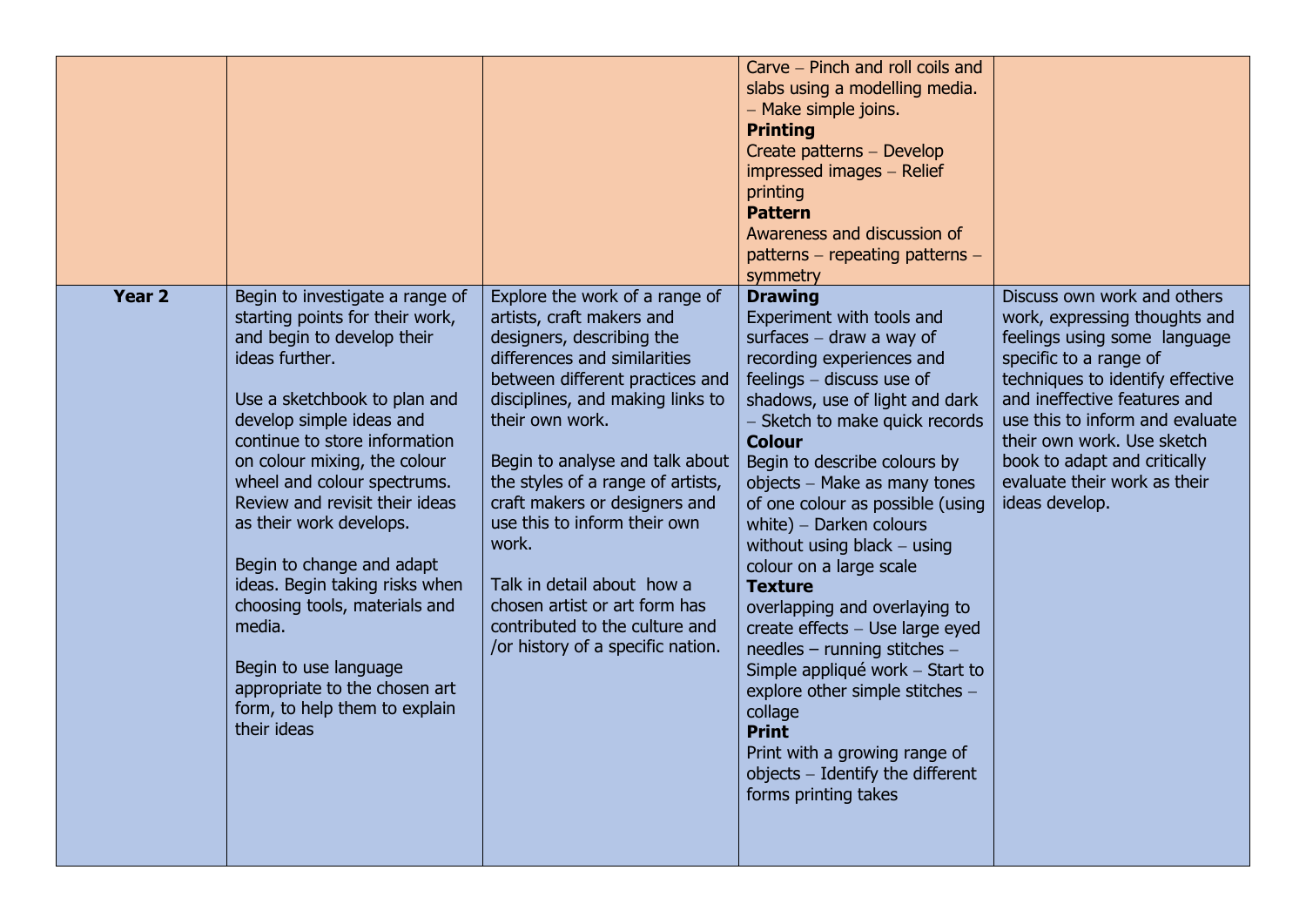| | | | | |
|---|---|---|---|---|
| | | | Carve – Pinch and roll coils and slabs using a modelling media. – Make simple joins.<br>**Printing**<br>Create patterns – Develop impressed images – Relief printing<br>**Pattern**<br>Awareness and discussion of patterns – repeating patterns – symmetry | |
| **Year 2** | Begin to investigate a range of starting points for their work, and begin to develop their ideas further.<br><br>Use a sketchbook to plan and develop simple ideas and continue to store information on colour mixing, the colour wheel and colour spectrums. Review and revisit their ideas as their work develops.<br><br>Begin to change and adapt ideas. Begin taking risks when choosing tools, materials and media.<br><br>Begin to use language appropriate to the chosen art form, to help them to explain their ideas | Explore the work of a range of artists, craft makers and designers, describing the differences and similarities between different practices and disciplines, and making links to their own work.<br><br>Begin to analyse and talk about the styles of a range of artists, craft makers or designers and use this to inform their own work.<br><br>Talk in detail about how a chosen artist or art form has contributed to the culture and /or history of a specific nation. | **Drawing**<br>Experiment with tools and surfaces – draw a way of recording experiences and feelings – discuss use of shadows, use of light and dark – Sketch to make quick records<br>**Colour**<br>Begin to describe colours by objects – Make as many tones of one colour as possible (using white) – Darken colours without using black – using colour on a large scale<br>**Texture**<br>overlapping and overlaying to create effects – Use large eyed needles – running stitches – Simple appliqué work – Start to explore other simple stitches – collage<br>**Print**<br>Print with a growing range of objects – Identify the different forms printing takes | Discuss own work and others work, expressing thoughts and feelings using some language specific to a range of techniques to identify effective and ineffective features and use this to inform and evaluate their own work. Use sketch book to adapt and critically evaluate their work as their ideas develop. |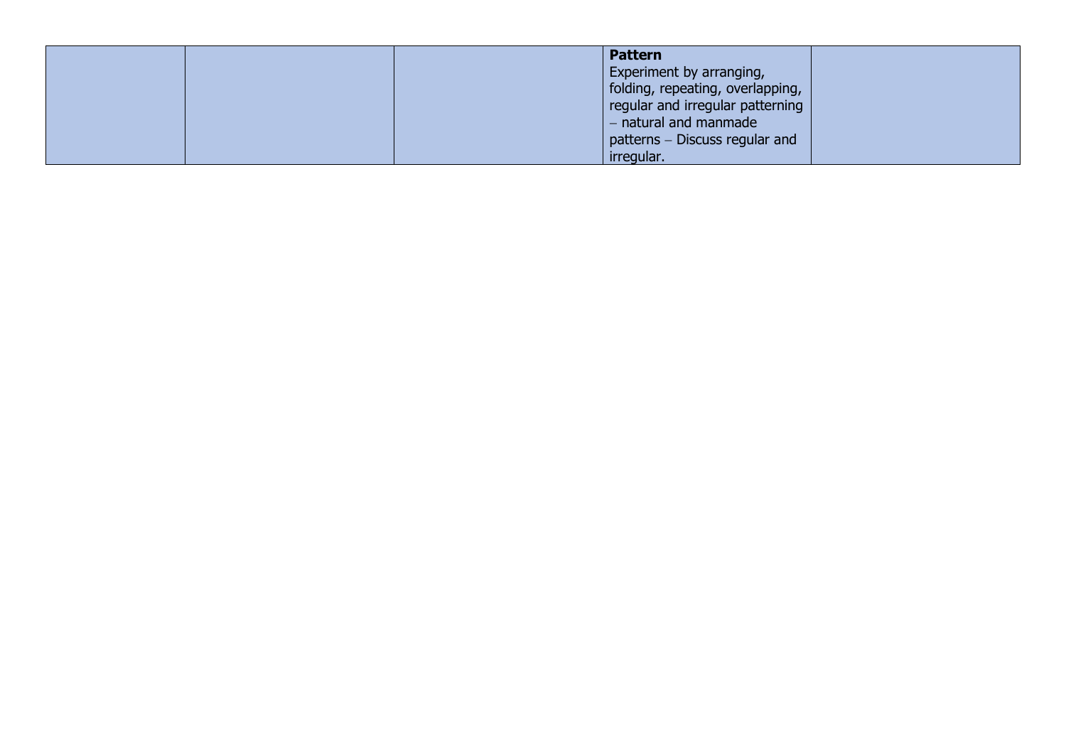| | | | | |
|---|---|---|---|---|
| | | | **Pattern**<br>Experiment by arranging, folding, repeating, overlapping, regular and irregular patterning – natural and manmade patterns – Discuss regular and irregular. | |